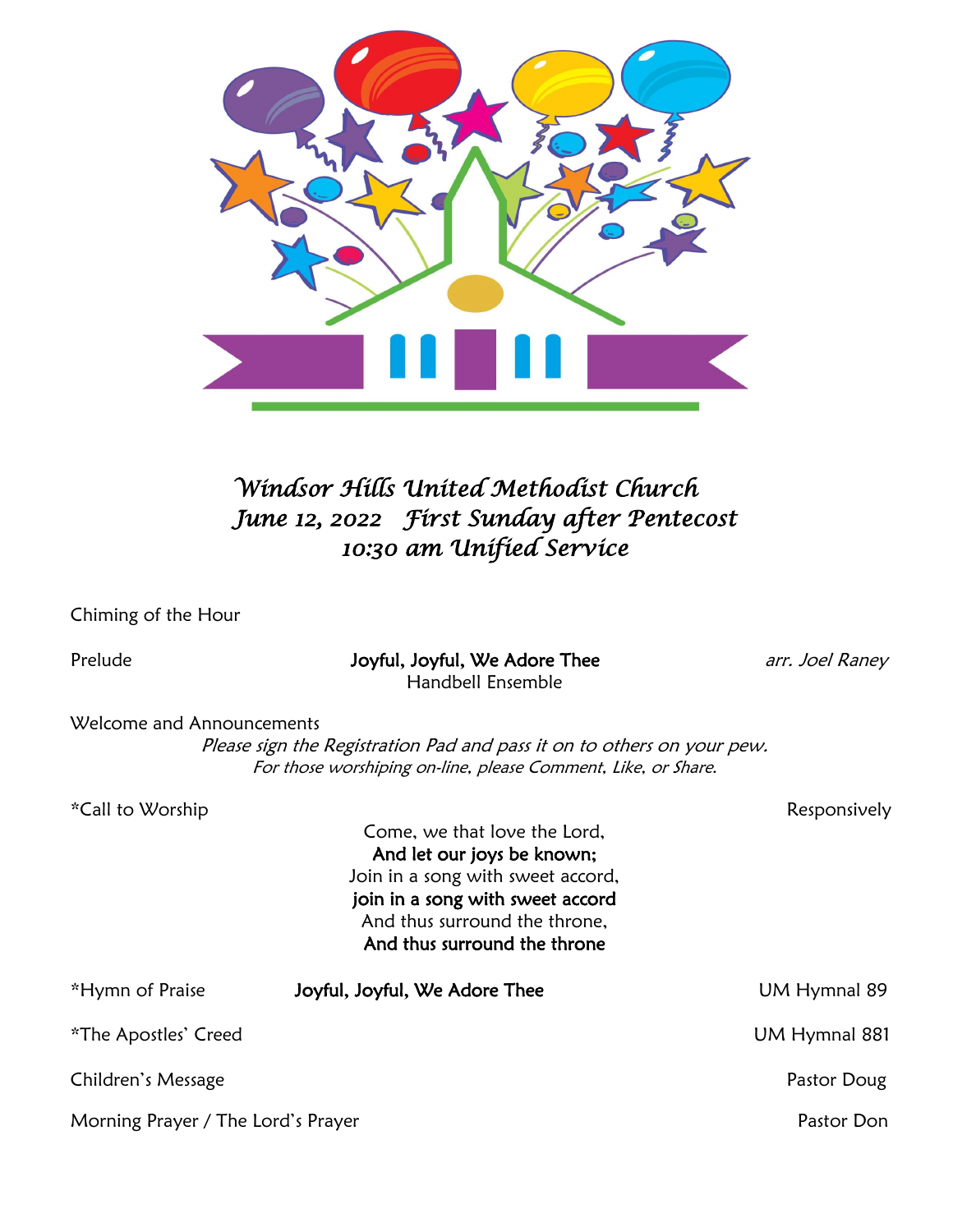*Windsor Hills United Methodist Church*
*June 12, 2022 First Sunday after Pentecost*
*10:30 am Unified Service*

Chiming of the Hour

Prelude **Joyful, Joyful, We Adore Thee** *arr. Joel Raney*
Handbell Ensemble

Welcome and Announcements

*Please sign the Registration Pad and pass it on to others on your pew.*
*For those worshiping on-line, please Comment, Like, or Share.*

*Call to Worship Responsively

Come, we that love the Lord,
**And let our joys be known;**
Join in a song with sweet accord,
**join in a song with sweet accord**
And thus surround the throne,
**And thus surround the throne**

*Hymn of Praise **Joyful, Joyful, We Adore Thee** UM Hymnal 89

*The Apostles' Creed UM Hymnal 881

Children's Message Pastor Doug

Morning Prayer / The Lord's Prayer Pastor Don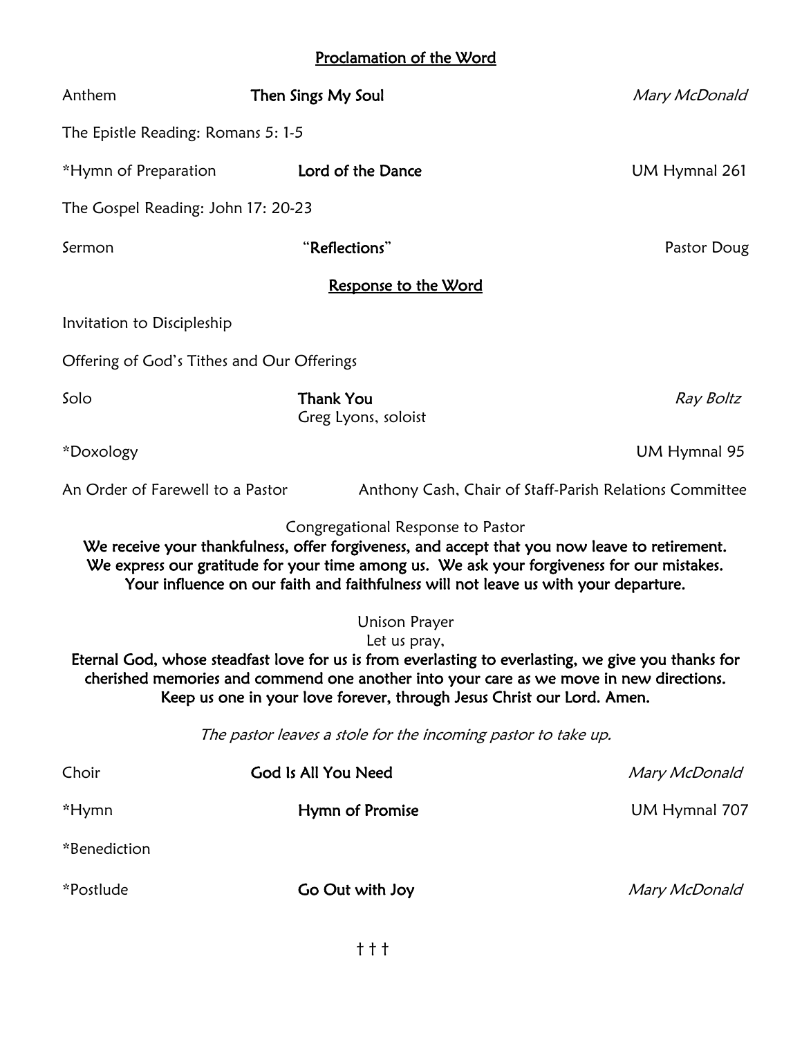## Proclamation of the Word

Anthem **Then Sings My Soul** *Mary McDonald*

The Epistle Reading: Romans 5: 1-5

*Hymn of Preparation **Lord of the Dance** UM Hymnal 261

The Gospel Reading: John 17: 20-23

Sermon "**Reflections**" Pastor Doug

## Response to the Word

Invitation to Discipleship

Offering of God's Tithes and Our Offerings

Solo **Thank You** *Ray Boltz*
Greg Lyons, soloist

*Doxology UM Hymnal 95

An Order of Farewell to a Pastor Anthony Cash, Chair of Staff-Parish Relations Committee

Congregational Response to Pastor

**We receive your thankfulness, offer forgiveness, and accept that you now leave to retirement. We express our gratitude for your time among us. We ask your forgiveness for our mistakes. Your influence on our faith and faithfulness will not leave us with your departure.**

Unison Prayer

Let us pray,

**Eternal God, whose steadfast love for us is from everlasting to everlasting, we give you thanks for cherished memories and commend one another into your care as we move in new directions. Keep us one in your love forever, through Jesus Christ our Lord. Amen.**

*The pastor leaves a stole for the incoming pastor to take up.*

Choir **God Is All You Need** *Mary McDonald*

*Hymn **Hymn of Promise** UM Hymnal 707

*Benediction

*Postlude **Go Out with Joy** *Mary McDonald*

† † †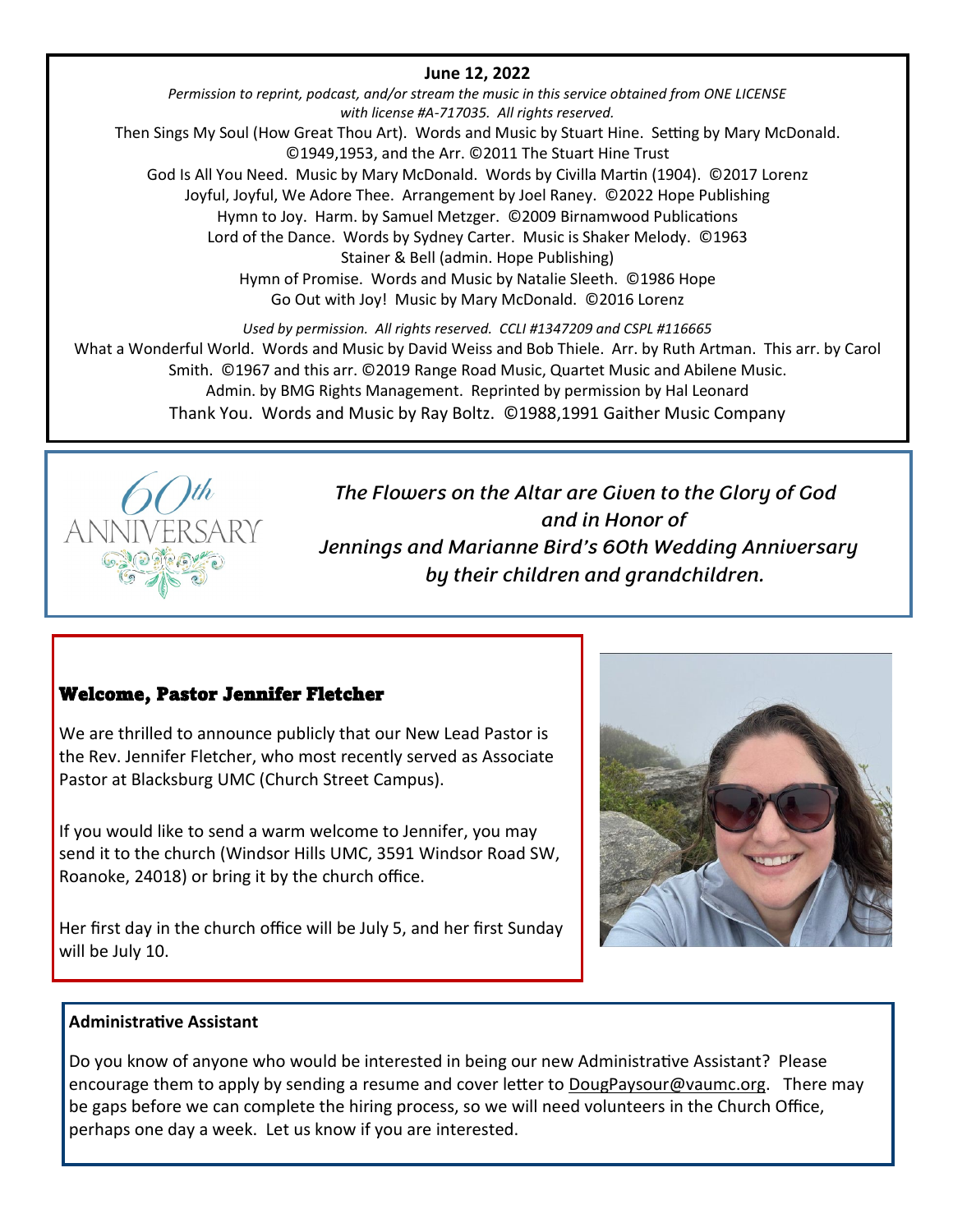**June 12, 2022**

*Permission to reprint, podcast, and/or stream the music in this service obtained from ONE LICENSE with license #A-717035. All rights reserved.*

Then Sings My Soul (How Great Thou Art). Words and Music by Stuart Hine. Setting by Mary McDonald. ©1949,1953, and the Arr. ©2011 The Stuart Hine Trust

God Is All You Need. Music by Mary McDonald. Words by Civilla Martin (1904). ©2017 Lorenz

Joyful, Joyful, We Adore Thee. Arrangement by Joel Raney. ©2022 Hope Publishing

Hymn to Joy. Harm. by Samuel Metzger. ©2009 Birnamwood Publications

Lord of the Dance. Words by Sydney Carter. Music is Shaker Melody. ©1963 Stainer & Bell (admin. Hope Publishing)

Hymn of Promise. Words and Music by Natalie Sleeth. ©1986 Hope

Go Out with Joy! Music by Mary McDonald. ©2016 Lorenz

*Used by permission. All rights reserved. CCLI #1347209 and CSPL #116665*

What a Wonderful World. Words and Music by David Weiss and Bob Thiele. Arr. by Ruth Artman. This arr. by Carol Smith. ©1967 and this arr. ©2019 Range Road Music, Quartet Music and Abilene Music. Admin. by BMG Rights Management. Reprinted by permission by Hal Leonard

Thank You. Words and Music by Ray Boltz. ©1988,1991 Gaither Music Company

60th ANNIVERSARY

*The Flowers on the Altar are Given to the Glory of God and in Honor of Jennings and Marianne Bird's 60th Wedding Anniversary by their children and grandchildren.*

## Welcome, Pastor Jennifer Fletcher

We are thrilled to announce publicly that our New Lead Pastor is the Rev. Jennifer Fletcher, who most recently served as Associate Pastor at Blacksburg UMC (Church Street Campus).

If you would like to send a warm welcome to Jennifer, you may send it to the church (Windsor Hills UMC, 3591 Windsor Road SW, Roanoke, 24018) or bring it by the church office.

Her first day in the church office will be July 5, and her first Sunday will be July 10.

**Administrative Assistant**

Do you know of anyone who would be interested in being our new Administrative Assistant? Please encourage them to apply by sending a resume and cover letter to DougPaysour@vaumc.org. There may be gaps before we can complete the hiring process, so we will need volunteers in the Church Office, perhaps one day a week. Let us know if you are interested.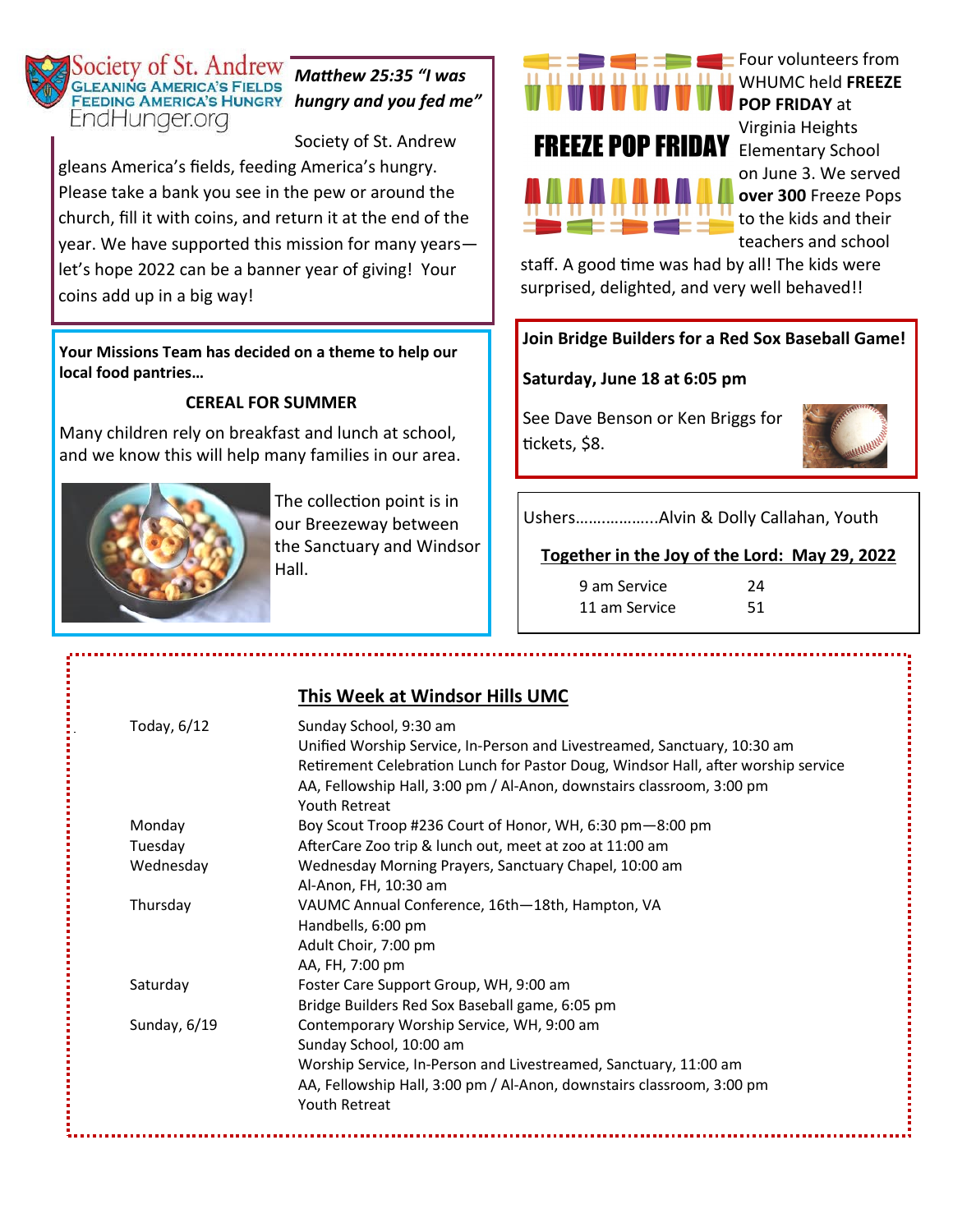Society of St. Andrew
GLEANING AMERICA'S FIELDS
FEEDING AMERICA'S HUNGRY
EndHunger.org

***Matthew 25:35 "I was hungry and you fed me"***

Society of St. Andrew gleans America's fields, feeding America's hungry. Please take a bank you see in the pew or around the church, fill it with coins, and return it at the end of the year. We have supported this mission for many years—let's hope 2022 can be a banner year of giving! Your coins add up in a big way!

**Your Missions Team has decided on a theme to help our local food pantries…**

**CEREAL FOR SUMMER**

Many children rely on breakfast and lunch at school, and we know this will help many families in our area.

The collection point is in our Breezeway between the Sanctuary and Windsor Hall.

**FREEZE POP FRIDAY**

Four volunteers from WHUMC held **FREEZE POP FRIDAY** at Virginia Heights Elementary School on June 3. We served **over 300** Freeze Pops to the kids and their teachers and school staff. A good time was had by all! The kids were surprised, delighted, and very well behaved!!

**Join Bridge Builders for a Red Sox Baseball Game!**

**Saturday, June 18 at 6:05 pm**

See Dave Benson or Ken Briggs for tickets, $8.

Ushers……………….Alvin & Dolly Callahan, Youth

**Together in the Joy of the Lord: May 29, 2022**

| | |
|---|---|
| 9 am Service | 24 |
| 11 am Service | 51 |

## This Week at Windsor Hills UMC

| | |
|---|---|
| Today, 6/12 | Sunday School, 9:30 am<br>Unified Worship Service, In-Person and Livestreamed, Sanctuary, 10:30 am<br>Retirement Celebration Lunch for Pastor Doug, Windsor Hall, after worship service<br>AA, Fellowship Hall, 3:00 pm / Al-Anon, downstairs classroom, 3:00 pm<br>Youth Retreat |
| Monday | Boy Scout Troop #236 Court of Honor, WH, 6:30 pm—8:00 pm |
| Tuesday | AfterCare Zoo trip & lunch out, meet at zoo at 11:00 am |
| Wednesday | Wednesday Morning Prayers, Sanctuary Chapel, 10:00 am<br>Al-Anon, FH, 10:30 am |
| Thursday | VAUMC Annual Conference, 16th—18th, Hampton, VA<br>Handbells, 6:00 pm<br>Adult Choir, 7:00 pm<br>AA, FH, 7:00 pm |
| Saturday | Foster Care Support Group, WH, 9:00 am<br>Bridge Builders Red Sox Baseball game, 6:05 pm |
| Sunday, 6/19 | Contemporary Worship Service, WH, 9:00 am<br>Sunday School, 10:00 am<br>Worship Service, In-Person and Livestreamed, Sanctuary, 11:00 am<br>AA, Fellowship Hall, 3:00 pm / Al-Anon, downstairs classroom, 3:00 pm<br>Youth Retreat |